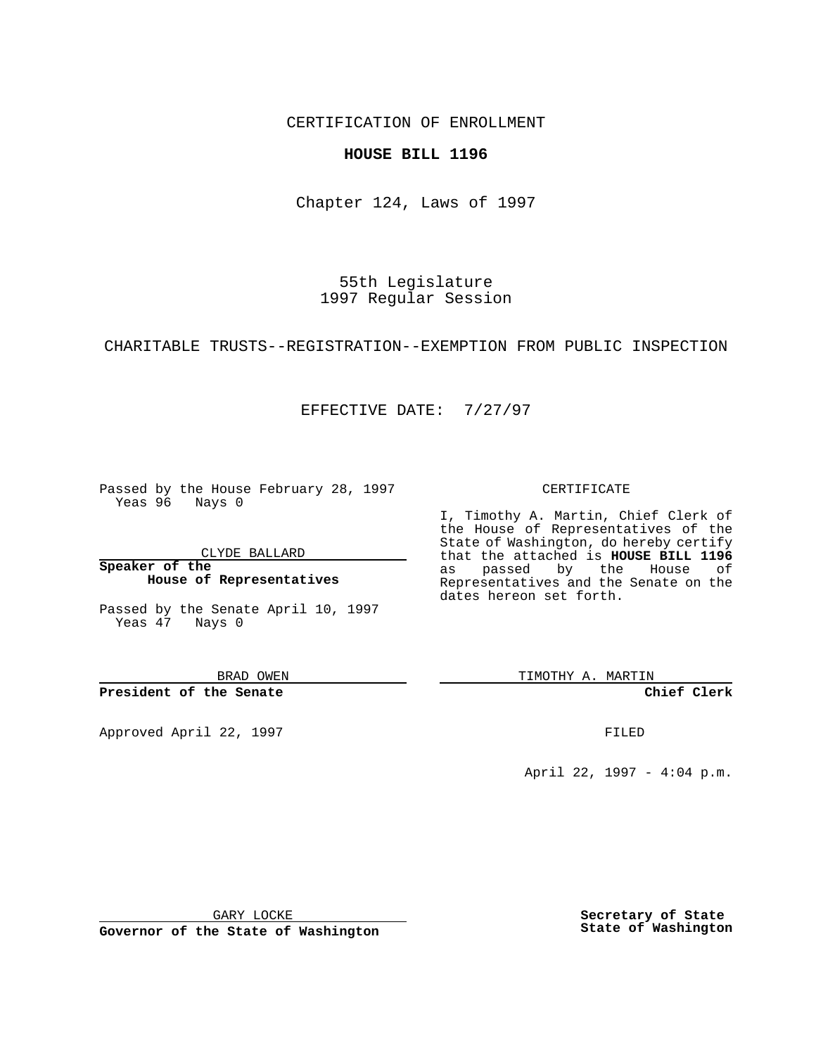CERTIFICATION OF ENROLLMENT

**HOUSE BILL 1196**

Chapter 124, Laws of 1997

55th Legislature
1997 Regular Session

CHARITABLE TRUSTS--REGISTRATION--EXEMPTION FROM PUBLIC INSPECTION

EFFECTIVE DATE: 7/27/97

Passed by the House February 28, 1997
Yeas 96 Nays 0

CLYDE BALLARD

**Speaker of the House of Representatives**

Passed by the Senate April 10, 1997
Yeas 47 Nays 0

BRAD OWEN

**President of the Senate**

Approved April 22, 1997

GARY LOCKE

**Governor of the State of Washington**

CERTIFICATE

I, Timothy A. Martin, Chief Clerk of the House of Representatives of the State of Washington, do hereby certify that the attached is **HOUSE BILL 1196** as passed by the House of Representatives and the Senate on the dates hereon set forth.

TIMOTHY A. MARTIN

**Chief Clerk**

FILED

April 22, 1997 - 4:04 p.m.

**Secretary of State State of Washington**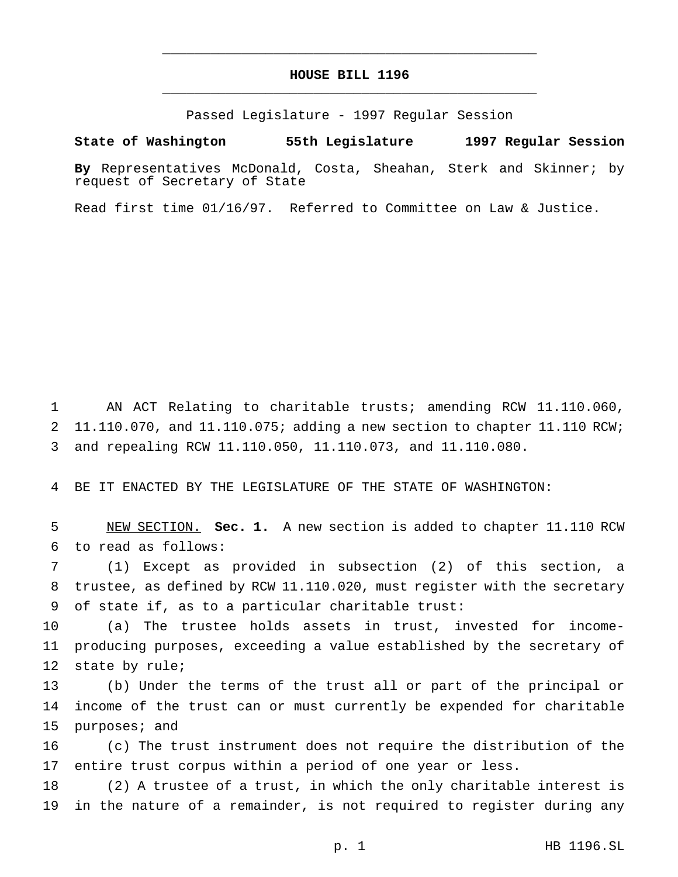# HOUSE BILL 1196

Passed Legislature - 1997 Regular Session

**State of Washington 55th Legislature 1997 Regular Session**

**By** Representatives McDonald, Costa, Sheahan, Sterk and Skinner; by request of Secretary of State

Read first time 01/16/97. Referred to Committee on Law & Justice.

AN ACT Relating to charitable trusts; amending RCW 11.110.060, 11.110.070, and 11.110.075; adding a new section to chapter 11.110 RCW; and repealing RCW 11.110.050, 11.110.073, and 11.110.080.

BE IT ENACTED BY THE LEGISLATURE OF THE STATE OF WASHINGTON:

NEW SECTION. **Sec. 1.** A new section is added to chapter 11.110 RCW to read as follows:

(1) Except as provided in subsection (2) of this section, a trustee, as defined by RCW 11.110.020, must register with the secretary of state if, as to a particular charitable trust:

(a) The trustee holds assets in trust, invested for income-producing purposes, exceeding a value established by the secretary of state by rule;

(b) Under the terms of the trust all or part of the principal or income of the trust can or must currently be expended for charitable purposes; and

(c) The trust instrument does not require the distribution of the entire trust corpus within a period of one year or less.

(2) A trustee of a trust, in which the only charitable interest is in the nature of a remainder, is not required to register during any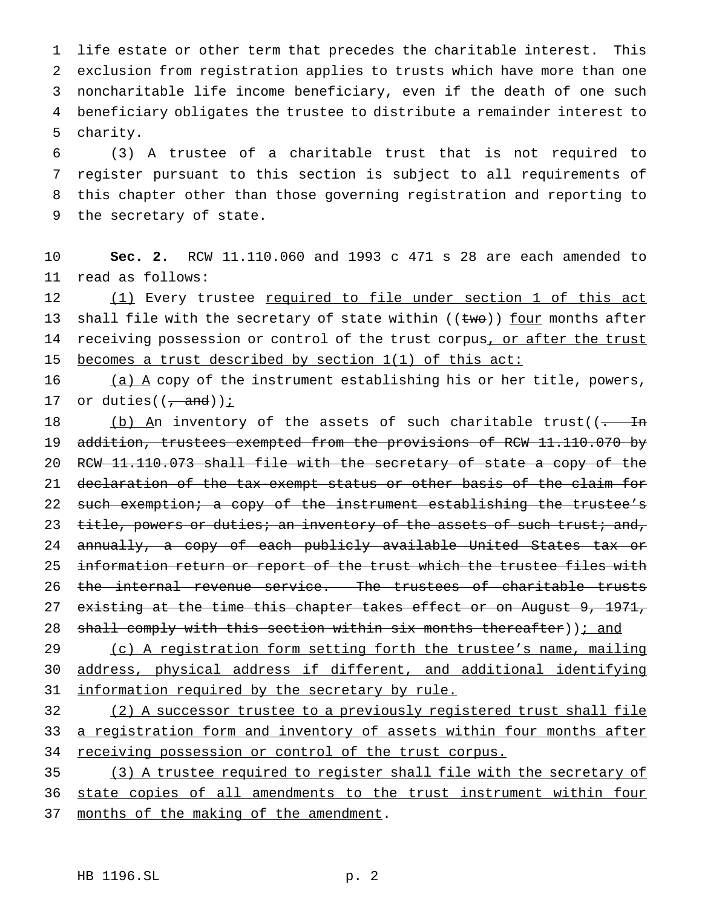life estate or other term that precedes the charitable interest. This exclusion from registration applies to trusts which have more than one noncharitable life income beneficiary, even if the death of one such beneficiary obligates the trustee to distribute a remainder interest to charity.

(3) A trustee of a charitable trust that is not required to register pursuant to this section is subject to all requirements of this chapter other than those governing registration and reporting to the secretary of state.

**Sec. 2.** RCW 11.110.060 and 1993 c 471 s 28 are each amended to read as follows:

(1) Every trustee required to file under section 1 of this act shall file with the secretary of state within ((two)) four months after receiving possession or control of the trust corpus, or after the trust becomes a trust described by section 1(1) of this act:

(a) A copy of the instrument establishing his or her title, powers, or duties((, and));

(b) An inventory of the assets of such charitable trust((. In addition, trustees exempted from the provisions of RCW 11.110.070 by RCW 11.110.073 shall file with the secretary of state a copy of the declaration of the tax-exempt status or other basis of the claim for such exemption; a copy of the instrument establishing the trustee's title, powers or duties; an inventory of the assets of such trust; and, annually, a copy of each publicly available United States tax or information return or report of the trust which the trustee files with the internal revenue service. The trustees of charitable trusts existing at the time this chapter takes effect or on August 9, 1971, shall comply with this section within six months thereafter)); and

(c) A registration form setting forth the trustee's name, mailing address, physical address if different, and additional identifying information required by the secretary by rule.

(2) A successor trustee to a previously registered trust shall file a registration form and inventory of assets within four months after receiving possession or control of the trust corpus.

(3) A trustee required to register shall file with the secretary of state copies of all amendments to the trust instrument within four months of the making of the amendment.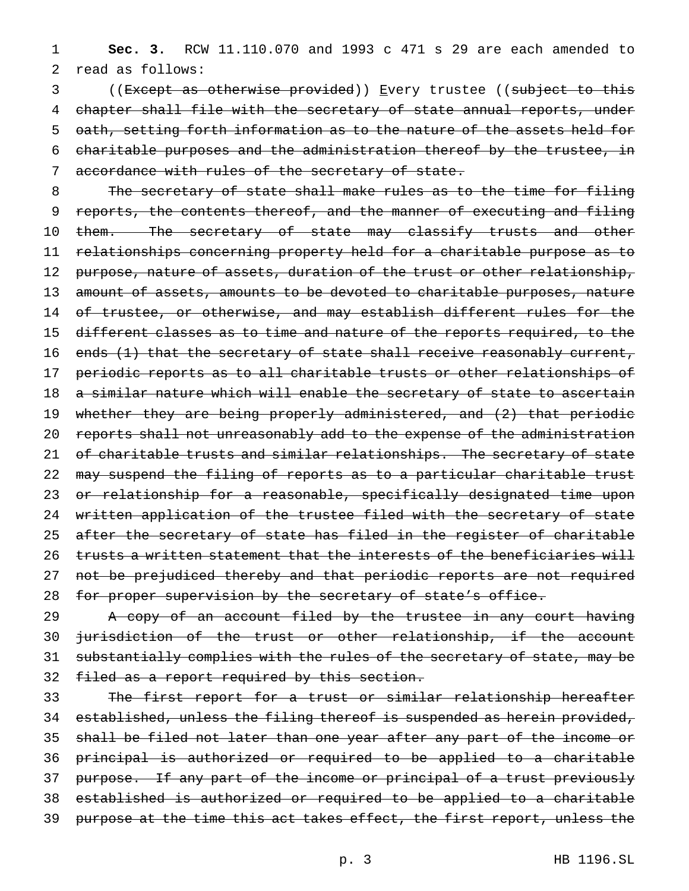**Sec. 3.** RCW 11.110.070 and 1993 c 471 s 29 are each amended to read as follows:

((~~Except as otherwise provided~~)) <u>E</u>very trustee ((~~subject to this chapter shall file with the secretary of state annual reports, under oath, setting forth information as to the nature of the assets held for charitable purposes and the administration thereof by the trustee, in accordance with rules of the secretary of state.~~

~~The secretary of state shall make rules as to the time for filing reports, the contents thereof, and the manner of executing and filing them. The secretary of state may classify trusts and other relationships concerning property held for a charitable purpose as to purpose, nature of assets, duration of the trust or other relationship, amount of assets, amounts to be devoted to charitable purposes, nature of trustee, or otherwise, and may establish different rules for the different classes as to time and nature of the reports required, to the ends (1) that the secretary of state shall receive reasonably current, periodic reports as to all charitable trusts or other relationships of a similar nature which will enable the secretary of state to ascertain whether they are being properly administered, and (2) that periodic reports shall not unreasonably add to the expense of the administration of charitable trusts and similar relationships. The secretary of state may suspend the filing of reports as to a particular charitable trust or relationship for a reasonable, specifically designated time upon written application of the trustee filed with the secretary of state after the secretary of state has filed in the register of charitable trusts a written statement that the interests of the beneficiaries will not be prejudiced thereby and that periodic reports are not required for proper supervision by the secretary of state's office.~~

~~A copy of an account filed by the trustee in any court having jurisdiction of the trust or other relationship, if the account substantially complies with the rules of the secretary of state, may be filed as a report required by this section.~~

~~The first report for a trust or similar relationship hereafter established, unless the filing thereof is suspended as herein provided, shall be filed not later than one year after any part of the income or principal is authorized or required to be applied to a charitable purpose. If any part of the income or principal of a trust previously established is authorized or required to be applied to a charitable purpose at the time this act takes effect, the first report, unless the~~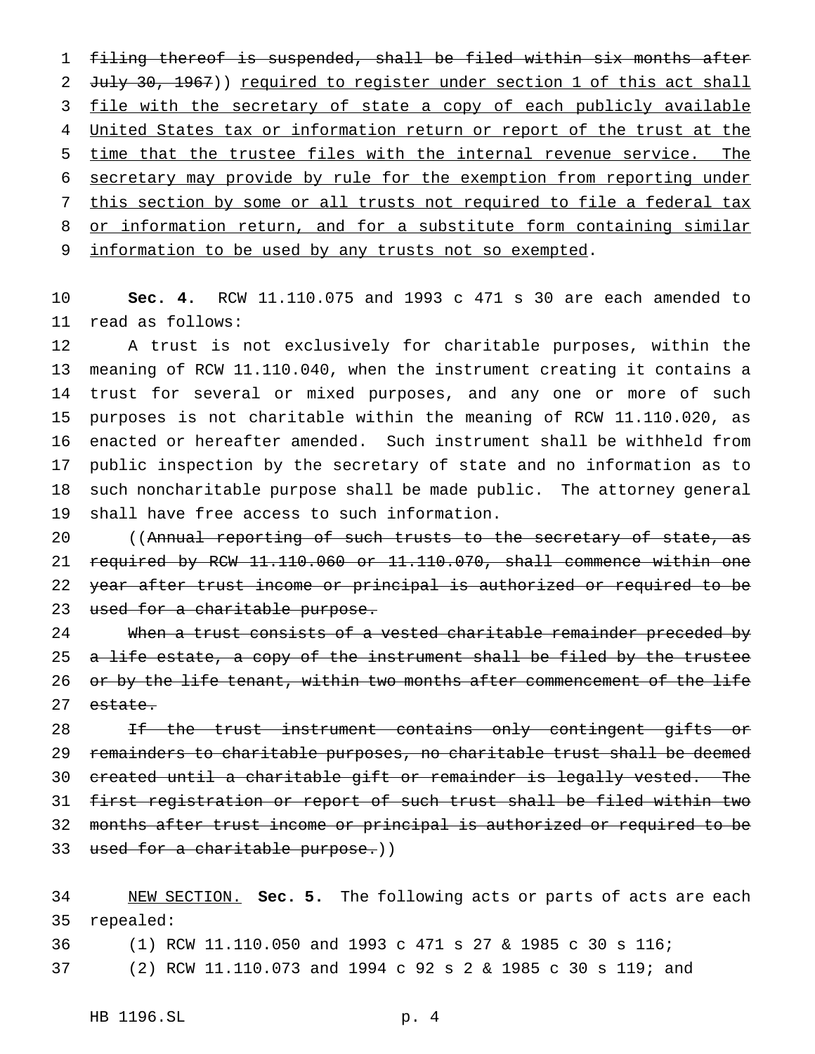filing thereof is suspended, shall be filed within six months after July 30, 1967)) required to register under section 1 of this act shall file with the secretary of state a copy of each publicly available United States tax or information return or report of the trust at the time that the trustee files with the internal revenue service. The secretary may provide by rule for the exemption from reporting under this section by some or all trusts not required to file a federal tax or information return, and for a substitute form containing similar information to be used by any trusts not so exempted.

**Sec. 4.** RCW 11.110.075 and 1993 c 471 s 30 are each amended to read as follows:

A trust is not exclusively for charitable purposes, within the meaning of RCW 11.110.040, when the instrument creating it contains a trust for several or mixed purposes, and any one or more of such purposes is not charitable within the meaning of RCW 11.110.020, as enacted or hereafter amended. Such instrument shall be withheld from public inspection by the secretary of state and no information as to such noncharitable purpose shall be made public. The attorney general shall have free access to such information.

((Annual reporting of such trusts to the secretary of state, as required by RCW 11.110.060 or 11.110.070, shall commence within one year after trust income or principal is authorized or required to be used for a charitable purpose.

When a trust consists of a vested charitable remainder preceded by a life estate, a copy of the instrument shall be filed by the trustee or by the life tenant, within two months after commencement of the life estate.

If the trust instrument contains only contingent gifts or remainders to charitable purposes, no charitable trust shall be deemed created until a charitable gift or remainder is legally vested. The first registration or report of such trust shall be filed within two months after trust income or principal is authorized or required to be used for a charitable purpose.))

NEW SECTION. **Sec. 5.** The following acts or parts of acts are each repealed:

(1) RCW 11.110.050 and 1993 c 471 s 27 & 1985 c 30 s 116;

(2) RCW 11.110.073 and 1994 c 92 s 2 & 1985 c 30 s 119; and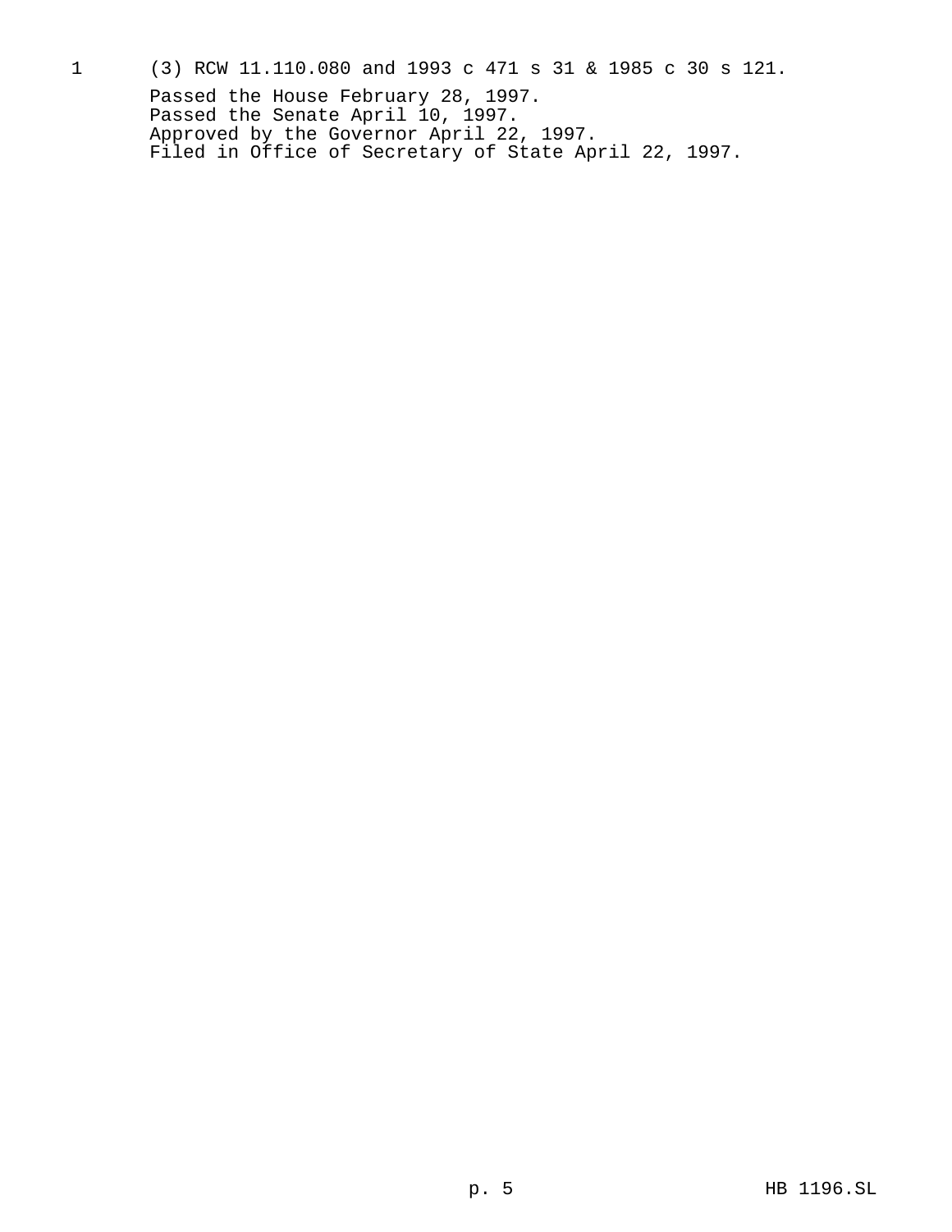(3) RCW 11.110.080 and 1993 c 471 s 31 & 1985 c 30 s 121.

Passed the House February 28, 1997.
Passed the Senate April 10, 1997.
Approved by the Governor April 22, 1997.
Filed in Office of Secretary of State April 22, 1997.